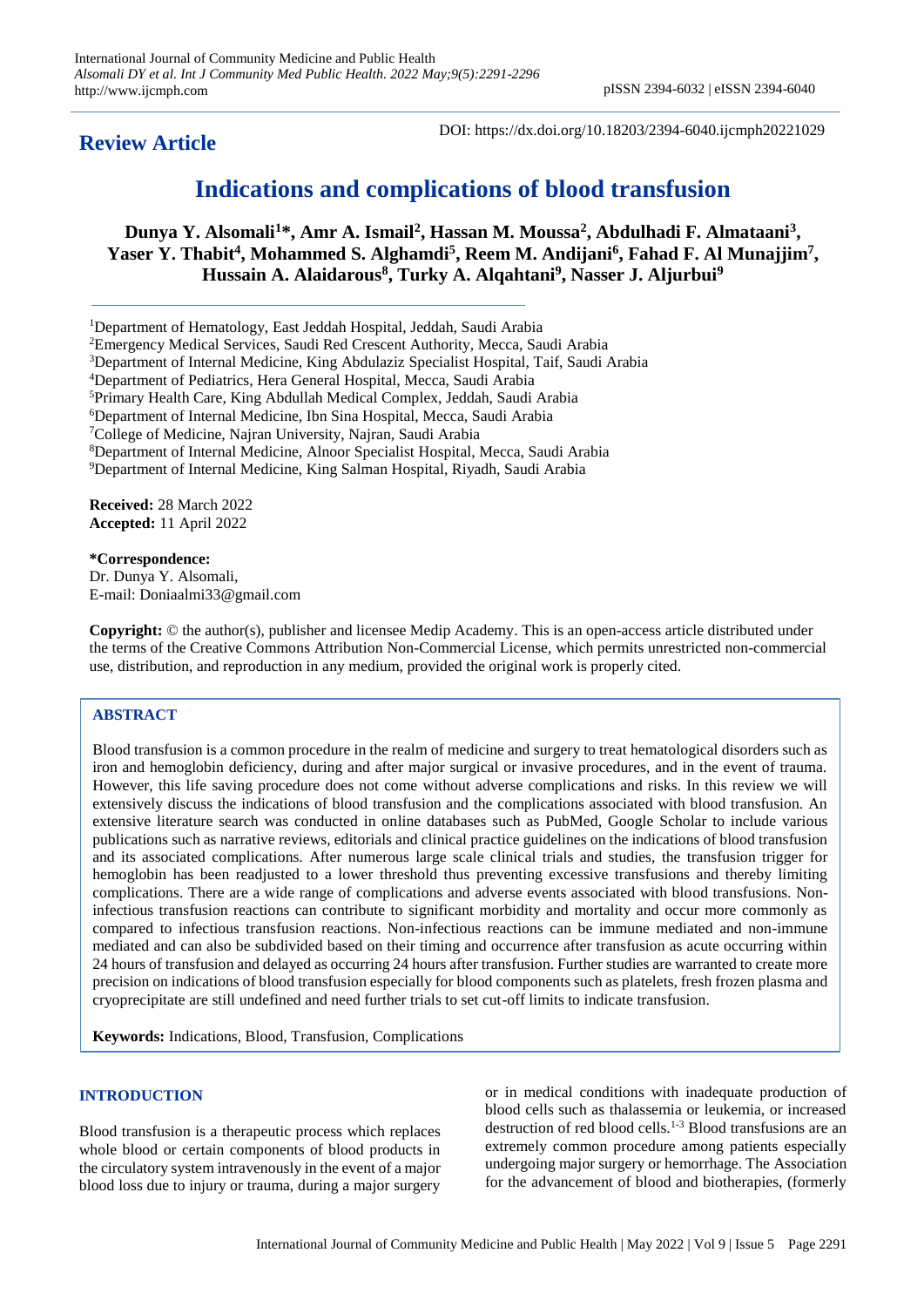**Review Article**

DOI: https://dx.doi.org/10.18203/2394-6040.ijcmph20221029

# Indications and complications of blood transfusion

**Dunya Y. Alsomali[1]*, Amr A. Ismail[2], Hassan M. Moussa[2], Abdulhadi F. Almataani[3], Yaser Y. Thabit[4], Mohammed S. Alghamdi[5], Reem M. Andijani[6], Fahad F. Al Munajjim[7], Hussain A. Alaidarous[8], Turky A. Alqahtani[9], Nasser J. Aljurbui[9]**

[1]Department of Hematology, East Jeddah Hospital, Jeddah, Saudi Arabia
[2]Emergency Medical Services, Saudi Red Crescent Authority, Mecca, Saudi Arabia
[3]Department of Internal Medicine, King Abdulaziz Specialist Hospital, Taif, Saudi Arabia
[4]Department of Pediatrics, Hera General Hospital, Mecca, Saudi Arabia
[5]Primary Health Care, King Abdullah Medical Complex, Jeddah, Saudi Arabia
[6]Department of Internal Medicine, Ibn Sina Hospital, Mecca, Saudi Arabia
[7]College of Medicine, Najran University, Najran, Saudi Arabia
[8]Department of Internal Medicine, Alnoor Specialist Hospital, Mecca, Saudi Arabia
[9]Department of Internal Medicine, King Salman Hospital, Riyadh, Saudi Arabia

**Received:** 28 March 2022
**Accepted:** 11 April 2022

**\*Correspondence:**
Dr. Dunya Y. Alsomali,
E-mail: Doniaalmi33@gmail.com

**Copyright:** © the author(s), publisher and licensee Medip Academy. This is an open-access article distributed under the terms of the Creative Commons Attribution Non-Commercial License, which permits unrestricted non-commercial use, distribution, and reproduction in any medium, provided the original work is properly cited.

## ABSTRACT

Blood transfusion is a common procedure in the realm of medicine and surgery to treat hematological disorders such as iron and hemoglobin deficiency, during and after major surgical or invasive procedures, and in the event of trauma. However, this life saving procedure does not come without adverse complications and risks. In this review we will extensively discuss the indications of blood transfusion and the complications associated with blood transfusion. An extensive literature search was conducted in online databases such as PubMed, Google Scholar to include various publications such as narrative reviews, editorials and clinical practice guidelines on the indications of blood transfusion and its associated complications. After numerous large scale clinical trials and studies, the transfusion trigger for hemoglobin has been readjusted to a lower threshold thus preventing excessive transfusions and thereby limiting complications. There are a wide range of complications and adverse events associated with blood transfusions. Non-infectious transfusion reactions can contribute to significant morbidity and mortality and occur more commonly as compared to infectious transfusion reactions. Non-infectious reactions can be immune mediated and non-immune mediated and can also be subdivided based on their timing and occurrence after transfusion as acute occurring within 24 hours of transfusion and delayed as occurring 24 hours after transfusion. Further studies are warranted to create more precision on indications of blood transfusion especially for blood components such as platelets, fresh frozen plasma and cryoprecipitate are still undefined and need further trials to set cut-off limits to indicate transfusion.

**Keywords:** Indications, Blood, Transfusion, Complications

## INTRODUCTION

Blood transfusion is a therapeutic process which replaces whole blood or certain components of blood products in the circulatory system intravenously in the event of a major blood loss due to injury or trauma, during a major surgery or in medical conditions with inadequate production of blood cells such as thalassemia or leukemia, or increased destruction of red blood cells.[1-3] Blood transfusions are an extremely common procedure among patients especially undergoing major surgery or hemorrhage. The Association for the advancement of blood and biotherapies, (formerly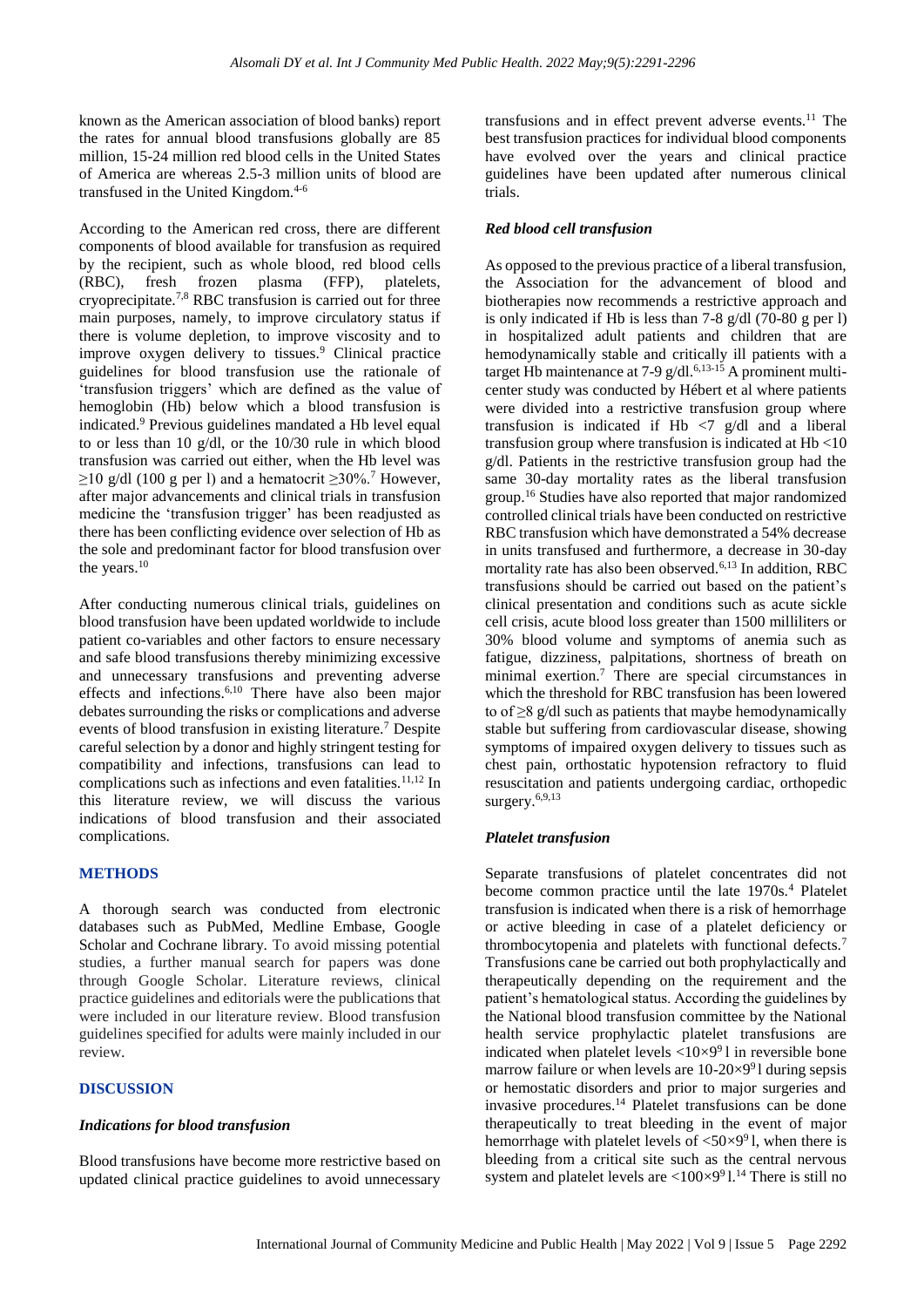known as the American association of blood banks) report the rates for annual blood transfusions globally are 85 million, 15-24 million red blood cells in the United States of America are whereas 2.5-3 million units of blood are transfused in the United Kingdom.[4-6]

According to the American red cross, there are different components of blood available for transfusion as required by the recipient, such as whole blood, red blood cells (RBC), fresh frozen plasma (FFP), platelets, cryoprecipitate.[7,8] RBC transfusion is carried out for three main purposes, namely, to improve circulatory status if there is volume depletion, to improve viscosity and to improve oxygen delivery to tissues.[9] Clinical practice guidelines for blood transfusion use the rationale of 'transfusion triggers' which are defined as the value of hemoglobin (Hb) below which a blood transfusion is indicated.[9] Previous guidelines mandated a Hb level equal to or less than 10 g/dl, or the 10/30 rule in which blood transfusion was carried out either, when the Hb level was ≥10 g/dl (100 g per l) and a hematocrit ≥30%.[7] However, after major advancements and clinical trials in transfusion medicine the 'transfusion trigger' has been readjusted as there has been conflicting evidence over selection of Hb as the sole and predominant factor for blood transfusion over the years.[10]

After conducting numerous clinical trials, guidelines on blood transfusion have been updated worldwide to include patient co-variables and other factors to ensure necessary and safe blood transfusions thereby minimizing excessive and unnecessary transfusions and preventing adverse effects and infections.[6,10] There have also been major debates surrounding the risks or complications and adverse events of blood transfusion in existing literature.[7] Despite careful selection by a donor and highly stringent testing for compatibility and infections, transfusions can lead to complications such as infections and even fatalities.[11,12] In this literature review, we will discuss the various indications of blood transfusion and their associated complications.

## METHODS

A thorough search was conducted from electronic databases such as PubMed, Medline Embase, Google Scholar and Cochrane library. To avoid missing potential studies, a further manual search for papers was done through Google Scholar. Literature reviews, clinical practice guidelines and editorials were the publications that were included in our literature review. Blood transfusion guidelines specified for adults were mainly included in our review.

## DISCUSSION

### Indications for blood transfusion

Blood transfusions have become more restrictive based on updated clinical practice guidelines to avoid unnecessary transfusions and in effect prevent adverse events.[11] The best transfusion practices for individual blood components have evolved over the years and clinical practice guidelines have been updated after numerous clinical trials.

### Red blood cell transfusion

As opposed to the previous practice of a liberal transfusion, the Association for the advancement of blood and biotherapies now recommends a restrictive approach and is only indicated if Hb is less than 7-8 g/dl (70-80 g per l) in hospitalized adult patients and children that are hemodynamically stable and critically ill patients with a target Hb maintenance at 7-9 g/dl.[6,13-15] A prominent multi-center study was conducted by Hébert et al where patients were divided into a restrictive transfusion group where transfusion is indicated if Hb <7 g/dl and a liberal transfusion group where transfusion is indicated at Hb <10 g/dl. Patients in the restrictive transfusion group had the same 30-day mortality rates as the liberal transfusion group.[16] Studies have also reported that major randomized controlled clinical trials have been conducted on restrictive RBC transfusion which have demonstrated a 54% decrease in units transfused and furthermore, a decrease in 30-day mortality rate has also been observed.[6,13] In addition, RBC transfusions should be carried out based on the patient's clinical presentation and conditions such as acute sickle cell crisis, acute blood loss greater than 1500 milliliters or 30% blood volume and symptoms of anemia such as fatigue, dizziness, palpitations, shortness of breath on minimal exertion.[7] There are special circumstances in which the threshold for RBC transfusion has been lowered to of ≥8 g/dl such as patients that maybe hemodynamically stable but suffering from cardiovascular disease, showing symptoms of impaired oxygen delivery to tissues such as chest pain, orthostatic hypotension refractory to fluid resuscitation and patients undergoing cardiac, orthopedic surgery.[6,9,13]

### Platelet transfusion

Separate transfusions of platelet concentrates did not become common practice until the late 1970s.[4] Platelet transfusion is indicated when there is a risk of hemorrhage or active bleeding in case of a platelet deficiency or thrombocytopenia and platelets with functional defects.[7] Transfusions cane be carried out both prophylactically and therapeutically depending on the requirement and the patient's hematological status. According the guidelines by the National blood transfusion committee by the National health service prophylactic platelet transfusions are indicated when platelet levels $<10\times9^{9}$ l in reversible bone marrow failure or when levels are $10\text{-}20\times9^{9}$l during sepsis or hemostatic disorders and prior to major surgeries and invasive procedures.[14] Platelet transfusions can be done therapeutically to treat bleeding in the event of major hemorrhage with platelet levels of $<50\times9^{9}$ l, when there is bleeding from a critical site such as the central nervous system and platelet levels are $<100\times9^{9}$ l.[14] There is still no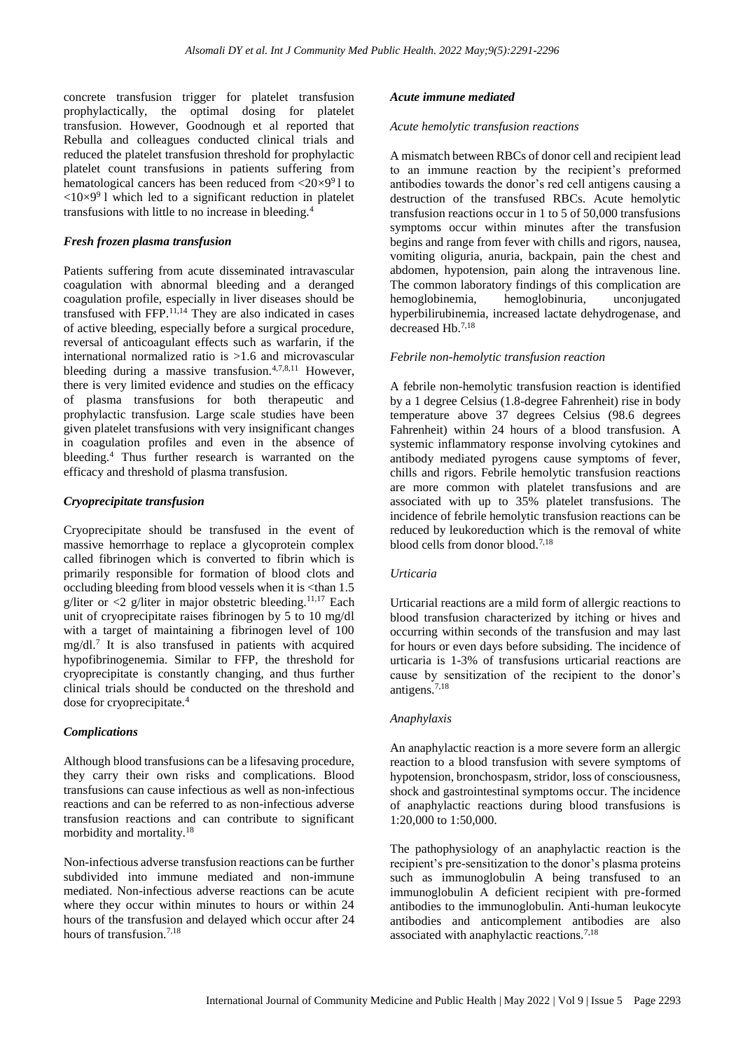concrete transfusion trigger for platelet transfusion prophylactically, the optimal dosing for platelet transfusion. However, Goodnough et al reported that Rebulla and colleagues conducted clinical trials and reduced the platelet transfusion threshold for prophylactic platelet count transfusions in patients suffering from hematological cancers has been reduced from $<20\times9^{9}$ l to $<10\times9^{9}$ l which led to a significant reduction in platelet transfusions with little to no increase in bleeding.[4]

### *Fresh frozen plasma transfusion*

Patients suffering from acute disseminated intravascular coagulation with abnormal bleeding and a deranged coagulation profile, especially in liver diseases should be transfused with FFP.[11,14] They are also indicated in cases of active bleeding, especially before a surgical procedure, reversal of anticoagulant effects such as warfarin, if the international normalized ratio is >1.6 and microvascular bleeding during a massive transfusion.[4,7,8,11] However, there is very limited evidence and studies on the efficacy of plasma transfusions for both therapeutic and prophylactic transfusion. Large scale studies have been given platelet transfusions with very insignificant changes in coagulation profiles and even in the absence of bleeding.[4] Thus further research is warranted on the efficacy and threshold of plasma transfusion.

### *Cryoprecipitate transfusion*

Cryoprecipitate should be transfused in the event of massive hemorrhage to replace a glycoprotein complex called fibrinogen which is converted to fibrin which is primarily responsible for formation of blood clots and occluding bleeding from blood vessels when it is <than 1.5 g/liter or <2 g/liter in major obstetric bleeding.[11,17] Each unit of cryoprecipitate raises fibrinogen by 5 to 10 mg/dl with a target of maintaining a fibrinogen level of 100 mg/dl.[7] It is also transfused in patients with acquired hypofibrinogenemia. Similar to FFP, the threshold for cryoprecipitate is constantly changing, and thus further clinical trials should be conducted on the threshold and dose for cryoprecipitate.[4]

### *Complications*

Although blood transfusions can be a lifesaving procedure, they carry their own risks and complications. Blood transfusions can cause infectious as well as non-infectious reactions and can be referred to as non-infectious adverse transfusion reactions and can contribute to significant morbidity and mortality.[18]

Non-infectious adverse transfusion reactions can be further subdivided into immune mediated and non-immune mediated. Non-infectious adverse reactions can be acute where they occur within minutes to hours or within 24 hours of the transfusion and delayed which occur after 24 hours of transfusion.[7,18]

### *Acute immune mediated*

#### *Acute hemolytic transfusion reactions*

A mismatch between RBCs of donor cell and recipient lead to an immune reaction by the recipient's preformed antibodies towards the donor's red cell antigens causing a destruction of the transfused RBCs. Acute hemolytic transfusion reactions occur in 1 to 5 of 50,000 transfusions symptoms occur within minutes after the transfusion begins and range from fever with chills and rigors, nausea, vomiting oliguria, anuria, backpain, pain the chest and abdomen, hypotension, pain along the intravenous line. The common laboratory findings of this complication are hemoglobinemia, hemoglobinuria, unconjugated hyperbilirubinemia, increased lactate dehydrogenase, and decreased Hb.[7,18]

#### *Febrile non-hemolytic transfusion reaction*

A febrile non-hemolytic transfusion reaction is identified by a 1 degree Celsius (1.8-degree Fahrenheit) rise in body temperature above 37 degrees Celsius (98.6 degrees Fahrenheit) within 24 hours of a blood transfusion. A systemic inflammatory response involving cytokines and antibody mediated pyrogens cause symptoms of fever, chills and rigors. Febrile hemolytic transfusion reactions are more common with platelet transfusions and are associated with up to 35% platelet transfusions. The incidence of febrile hemolytic transfusion reactions can be reduced by leukoreduction which is the removal of white blood cells from donor blood.[7,18]

#### *Urticaria*

Urticarial reactions are a mild form of allergic reactions to blood transfusion characterized by itching or hives and occurring within seconds of the transfusion and may last for hours or even days before subsiding. The incidence of urticaria is 1-3% of transfusions urticarial reactions are cause by sensitization of the recipient to the donor's antigens.[7,18]

#### *Anaphylaxis*

An anaphylactic reaction is a more severe form an allergic reaction to a blood transfusion with severe symptoms of hypotension, bronchospasm, stridor, loss of consciousness, shock and gastrointestinal symptoms occur. The incidence of anaphylactic reactions during blood transfusions is 1:20,000 to 1:50,000.

The pathophysiology of an anaphylactic reaction is the recipient's pre-sensitization to the donor's plasma proteins such as immunoglobulin A being transfused to an immunoglobulin A deficient recipient with pre-formed antibodies to the immunoglobulin. Anti-human leukocyte antibodies and anticomplement antibodies are also associated with anaphylactic reactions.[7,18]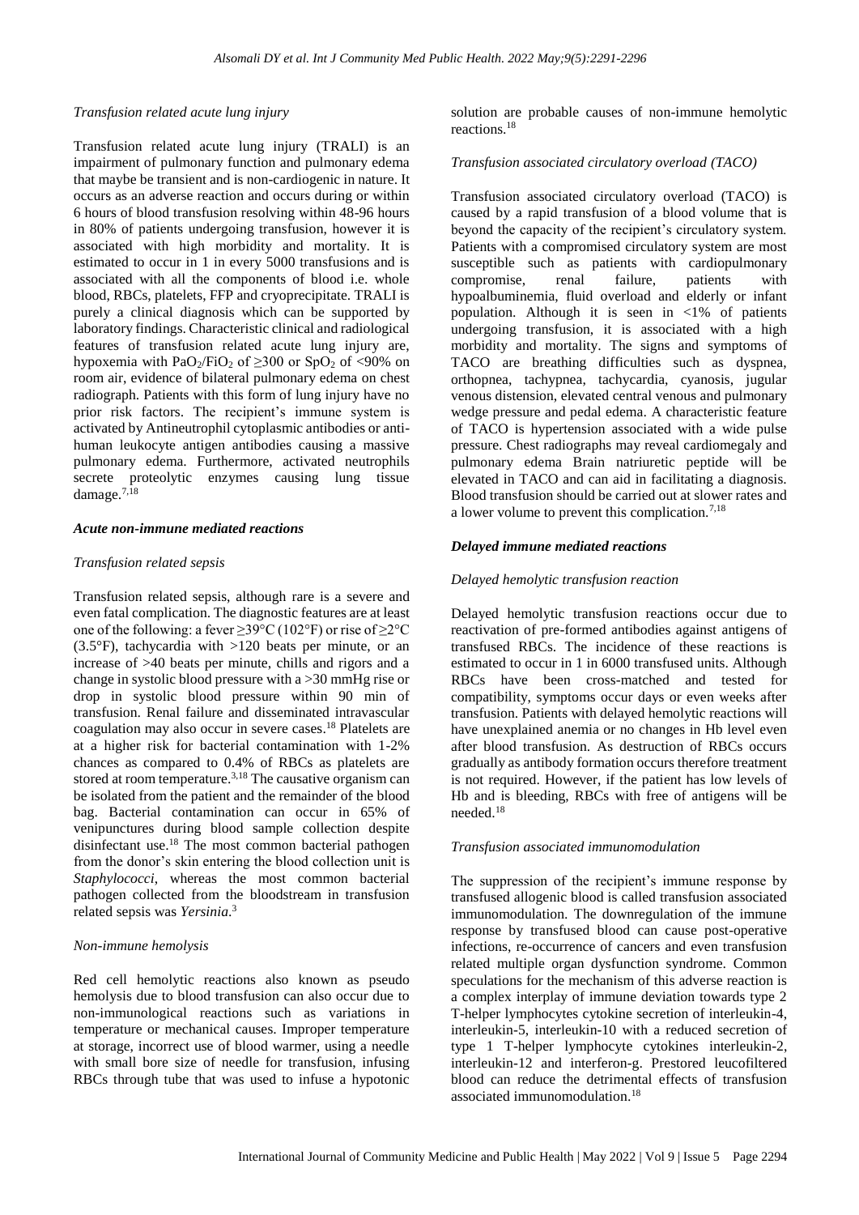*Transfusion related acute lung injury*

Transfusion related acute lung injury (TRALI) is an impairment of pulmonary function and pulmonary edema that maybe be transient and is non-cardiogenic in nature. It occurs as an adverse reaction and occurs during or within 6 hours of blood transfusion resolving within 48-96 hours in 80% of patients undergoing transfusion, however it is associated with high morbidity and mortality. It is estimated to occur in 1 in every 5000 transfusions and is associated with all the components of blood i.e. whole blood, RBCs, platelets, FFP and cryoprecipitate. TRALI is purely a clinical diagnosis which can be supported by laboratory findings. Characteristic clinical and radiological features of transfusion related acute lung injury are, hypoxemia with $PaO_2/FiO_2$ of ≥300 or $SpO_2$ of <90% on room air, evidence of bilateral pulmonary edema on chest radiograph. Patients with this form of lung injury have no prior risk factors. The recipient's immune system is activated by Antineutrophil cytoplasmic antibodies or anti-human leukocyte antigen antibodies causing a massive pulmonary edema. Furthermore, activated neutrophils secrete proteolytic enzymes causing lung tissue damage.[7,18]

### *Acute non-immune mediated reactions*

*Transfusion related sepsis*

Transfusion related sepsis, although rare is a severe and even fatal complication. The diagnostic features are at least one of the following: a fever ≥39°C (102°F) or rise of ≥2°C (3.5°F), tachycardia with >120 beats per minute, or an increase of >40 beats per minute, chills and rigors and a change in systolic blood pressure with a >30 mmHg rise or drop in systolic blood pressure within 90 min of transfusion. Renal failure and disseminated intravascular coagulation may also occur in severe cases.[18] Platelets are at a higher risk for bacterial contamination with 1-2% chances as compared to 0.4% of RBCs as platelets are stored at room temperature.[3,18] The causative organism can be isolated from the patient and the remainder of the blood bag. Bacterial contamination can occur in 65% of venipunctures during blood sample collection despite disinfectant use.[18] The most common bacterial pathogen from the donor's skin entering the blood collection unit is *Staphylococci*, whereas the most common bacterial pathogen collected from the bloodstream in transfusion related sepsis was *Yersinia*.[3]

*Non-immune hemolysis*

Red cell hemolytic reactions also known as pseudo hemolysis due to blood transfusion can also occur due to non-immunological reactions such as variations in temperature or mechanical causes. Improper temperature at storage, incorrect use of blood warmer, using a needle with small bore size of needle for transfusion, infusing RBCs through tube that was used to infuse a hypotonic solution are probable causes of non-immune hemolytic reactions.[18]

*Transfusion associated circulatory overload (TACO)*

Transfusion associated circulatory overload (TACO) is caused by a rapid transfusion of a blood volume that is beyond the capacity of the recipient's circulatory system. Patients with a compromised circulatory system are most susceptible such as patients with cardiopulmonary compromise, renal failure, patients with hypoalbuminemia, fluid overload and elderly or infant population. Although it is seen in <1% of patients undergoing transfusion, it is associated with a high morbidity and mortality. The signs and symptoms of TACO are breathing difficulties such as dyspnea, orthopnea, tachypnea, tachycardia, cyanosis, jugular venous distension, elevated central venous and pulmonary wedge pressure and pedal edema. A characteristic feature of TACO is hypertension associated with a wide pulse pressure. Chest radiographs may reveal cardiomegaly and pulmonary edema Brain natriuretic peptide will be elevated in TACO and can aid in facilitating a diagnosis. Blood transfusion should be carried out at slower rates and a lower volume to prevent this complication.[7,18]

### *Delayed immune mediated reactions*

*Delayed hemolytic transfusion reaction*

Delayed hemolytic transfusion reactions occur due to reactivation of pre-formed antibodies against antigens of transfused RBCs. The incidence of these reactions is estimated to occur in 1 in 6000 transfused units. Although RBCs have been cross-matched and tested for compatibility, symptoms occur days or even weeks after transfusion. Patients with delayed hemolytic reactions will have unexplained anemia or no changes in Hb level even after blood transfusion. As destruction of RBCs occurs gradually as antibody formation occurs therefore treatment is not required. However, if the patient has low levels of Hb and is bleeding, RBCs with free of antigens will be needed.[18]

*Transfusion associated immunomodulation*

The suppression of the recipient's immune response by transfused allogenic blood is called transfusion associated immunomodulation. The downregulation of the immune response by transfused blood can cause post-operative infections, re-occurrence of cancers and even transfusion related multiple organ dysfunction syndrome. Common speculations for the mechanism of this adverse reaction is a complex interplay of immune deviation towards type 2 T-helper lymphocytes cytokine secretion of interleukin-4, interleukin-5, interleukin-10 with a reduced secretion of type 1 T-helper lymphocyte cytokines interleukin-2, interleukin-12 and interferon-g. Prestored leucofiltered blood can reduce the detrimental effects of transfusion associated immunomodulation.[18]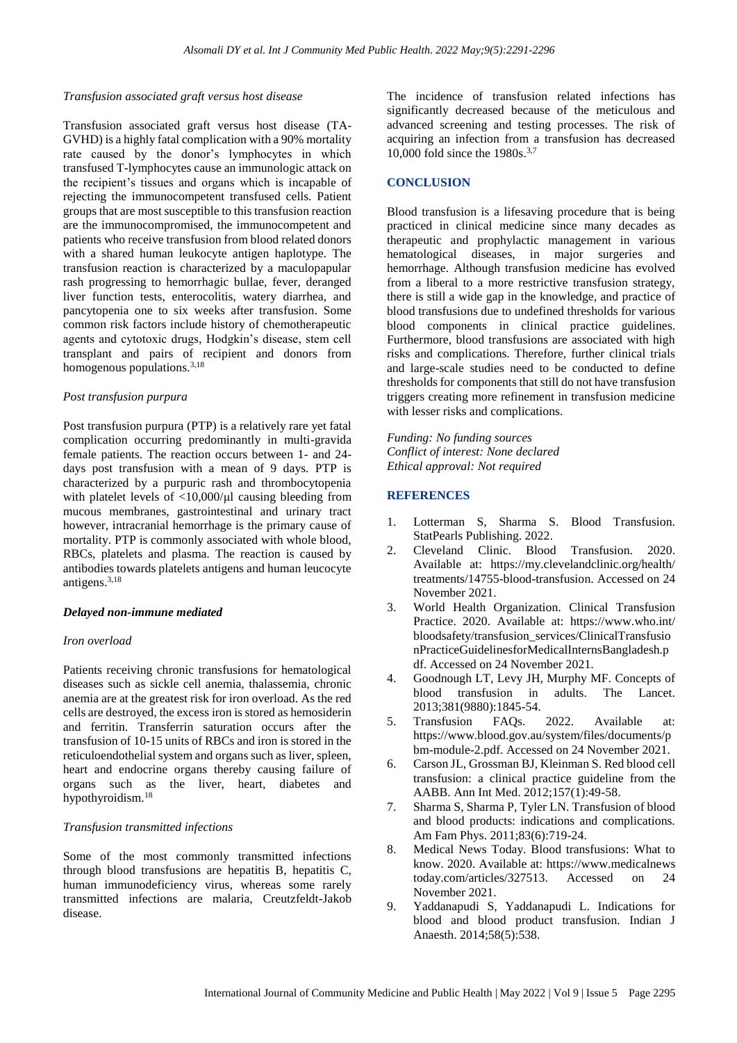*Transfusion associated graft versus host disease*

Transfusion associated graft versus host disease (TA-GVHD) is a highly fatal complication with a 90% mortality rate caused by the donor's lymphocytes in which transfused T-lymphocytes cause an immunologic attack on the recipient's tissues and organs which is incapable of rejecting the immunocompetent transfused cells. Patient groups that are most susceptible to this transfusion reaction are the immunocompromised, the immunocompetent and patients who receive transfusion from blood related donors with a shared human leukocyte antigen haplotype. The transfusion reaction is characterized by a maculopapular rash progressing to hemorrhagic bullae, fever, deranged liver function tests, enterocolitis, watery diarrhea, and pancytopenia one to six weeks after transfusion. Some common risk factors include history of chemotherapeutic agents and cytotoxic drugs, Hodgkin's disease, stem cell transplant and pairs of recipient and donors from homogenous populations.[3,18]

*Post transfusion purpura*

Post transfusion purpura (PTP) is a relatively rare yet fatal complication occurring predominantly in multi-gravida female patients. The reaction occurs between 1- and 24-days post transfusion with a mean of 9 days. PTP is characterized by a purpuric rash and thrombocytopenia with platelet levels of <10,000/µl causing bleeding from mucous membranes, gastrointestinal and urinary tract however, intracranial hemorrhage is the primary cause of mortality. PTP is commonly associated with whole blood, RBCs, platelets and plasma. The reaction is caused by antibodies towards platelets antigens and human leucocyte antigens.[3,18]

***Delayed non-immune mediated***

*Iron overload*

Patients receiving chronic transfusions for hematological diseases such as sickle cell anemia, thalassemia, chronic anemia are at the greatest risk for iron overload. As the red cells are destroyed, the excess iron is stored as hemosiderin and ferritin. Transferrin saturation occurs after the transfusion of 10-15 units of RBCs and iron is stored in the reticuloendothelial system and organs such as liver, spleen, heart and endocrine organs thereby causing failure of organs such as the liver, heart, diabetes and hypothyroidism.[18]

*Transfusion transmitted infections*

Some of the most commonly transmitted infections through blood transfusions are hepatitis B, hepatitis C, human immunodeficiency virus, whereas some rarely transmitted infections are malaria, Creutzfeldt-Jakob disease.

The incidence of transfusion related infections has significantly decreased because of the meticulous and advanced screening and testing processes. The risk of acquiring an infection from a transfusion has decreased 10,000 fold since the 1980s.[3,7]

## CONCLUSION

Blood transfusion is a lifesaving procedure that is being practiced in clinical medicine since many decades as therapeutic and prophylactic management in various hematological diseases, in major surgeries and hemorrhage. Although transfusion medicine has evolved from a liberal to a more restrictive transfusion strategy, there is still a wide gap in the knowledge, and practice of blood transfusions due to undefined thresholds for various blood components in clinical practice guidelines. Furthermore, blood transfusions are associated with high risks and complications. Therefore, further clinical trials and large-scale studies need to be conducted to define thresholds for components that still do not have transfusion triggers creating more refinement in transfusion medicine with lesser risks and complications.

*Funding: No funding sources*
*Conflict of interest: None declared*
*Ethical approval: Not required*

## REFERENCES

1. Lotterman S, Sharma S. Blood Transfusion. StatPearls Publishing. 2022.
2. Cleveland Clinic. Blood Transfusion. 2020. Available at: https://my.clevelandclinic.org/health/treatments/14755-blood-transfusion. Accessed on 24 November 2021.
3. World Health Organization. Clinical Transfusion Practice. 2020. Available at: https://www.who.int/bloodsafety/transfusion_services/ClinicalTransfusionPracticeGuidelinesforMedicalInternsBangladesh.pdf. Accessed on 24 November 2021.
4. Goodnough LT, Levy JH, Murphy MF. Concepts of blood transfusion in adults. The Lancet. 2013;381(9880):1845-54.
5. Transfusion FAQs. 2022. Available at: https://www.blood.gov.au/system/files/documents/pbm-module-2.pdf. Accessed on 24 November 2021.
6. Carson JL, Grossman BJ, Kleinman S. Red blood cell transfusion: a clinical practice guideline from the AABB. Ann Int Med. 2012;157(1):49-58.
7. Sharma S, Sharma P, Tyler LN. Transfusion of blood and blood products: indications and complications. Am Fam Phys. 2011;83(6):719-24.
8. Medical News Today. Blood transfusions: What to know. 2020. Available at: https://www.medicalnewstoday.com/articles/327513. Accessed on 24 November 2021.
9. Yaddanapudi S, Yaddanapudi L. Indications for blood and blood product transfusion. Indian J Anaesth. 2014;58(5):538.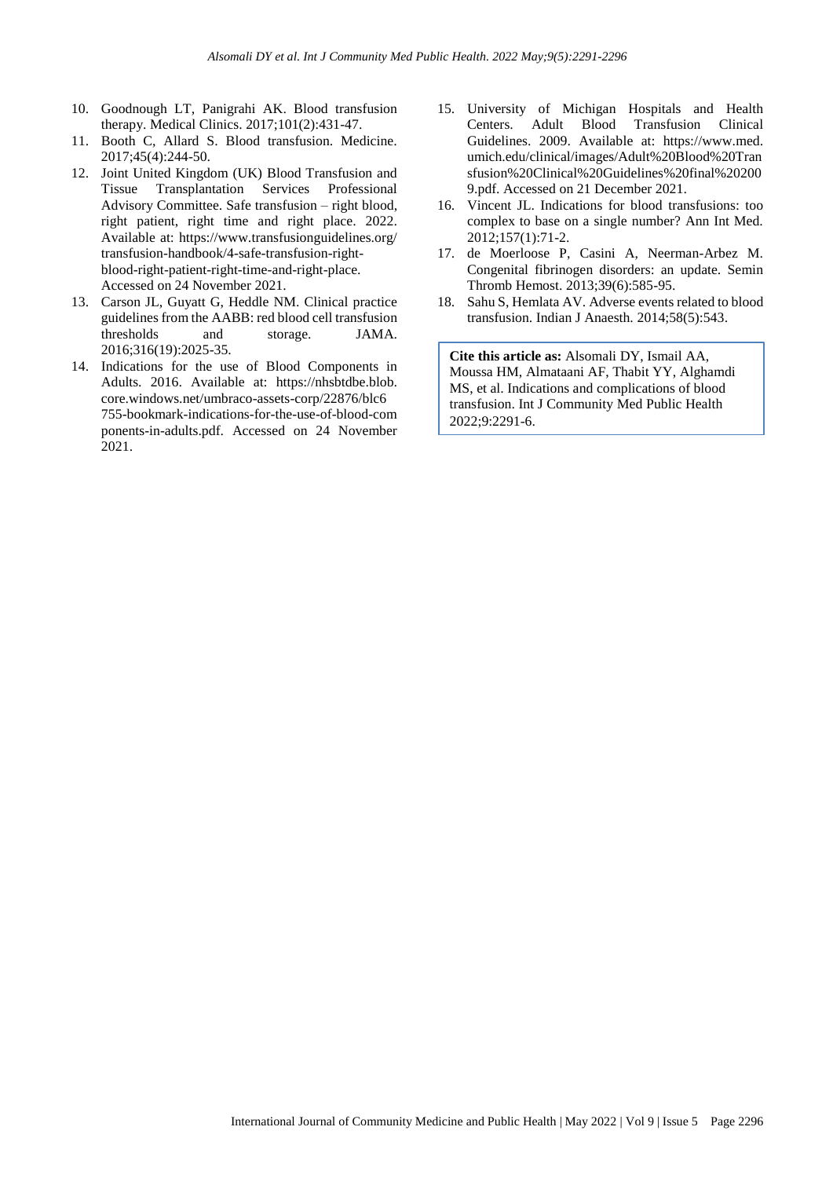10. Goodnough LT, Panigrahi AK. Blood transfusion therapy. Medical Clinics. 2017;101(2):431-47.
11. Booth C, Allard S. Blood transfusion. Medicine. 2017;45(4):244-50.
12. Joint United Kingdom (UK) Blood Transfusion and Tissue Transplantation Services Professional Advisory Committee. Safe transfusion – right blood, right patient, right time and right place. 2022. Available at: https://www.transfusionguidelines.org/transfusion-handbook/4-safe-transfusion-right-blood-right-patient-right-time-and-right-place. Accessed on 24 November 2021.
13. Carson JL, Guyatt G, Heddle NM. Clinical practice guidelines from the AABB: red blood cell transfusion thresholds and storage. JAMA. 2016;316(19):2025-35.
14. Indications for the use of Blood Components in Adults. 2016. Available at: https://nhsbtdbe.blob.core.windows.net/umbraco-assets-corp/22876/blc6755-bookmark-indications-for-the-use-of-blood-components-in-adults.pdf. Accessed on 24 November 2021.
15. University of Michigan Hospitals and Health Centers. Adult Blood Transfusion Clinical Guidelines. 2009. Available at: https://www.med.umich.edu/clinical/images/Adult%20Blood%20Transfusion%20Clinical%20Guidelines%20final%202009.pdf. Accessed on 21 December 2021.
16. Vincent JL. Indications for blood transfusions: too complex to base on a single number? Ann Int Med. 2012;157(1):71-2.
17. de Moerloose P, Casini A, Neerman-Arbez M. Congenital fibrinogen disorders: an update. Semin Thromb Hemost. 2013;39(6):585-95.
18. Sahu S, Hemlata AV. Adverse events related to blood transfusion. Indian J Anaesth. 2014;58(5):543.

**Cite this article as:** Alsomali DY, Ismail AA, Moussa HM, Almataani AF, Thabit YY, Alghamdi MS, et al. Indications and complications of blood transfusion. Int J Community Med Public Health 2022;9:2291-6.